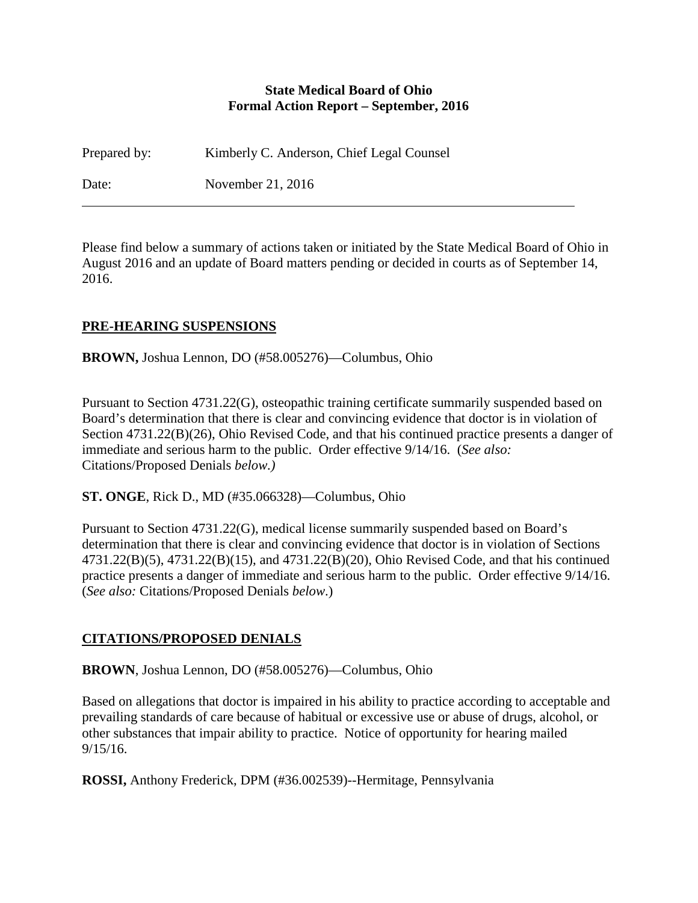**State Medical Board of Ohio**
**Formal Action Report – September, 2016**

Prepared by: Kimberly C. Anderson, Chief Legal Counsel

Date: November 21, 2016

---

Please find below a summary of actions taken or initiated by the State Medical Board of Ohio in August 2016 and an update of Board matters pending or decided in courts as of September 14, 2016.

## PRE-HEARING SUSPENSIONS

**BROWN,** Joshua Lennon, DO (#58.005276)—Columbus, Ohio

Pursuant to Section 4731.22(G), osteopathic training certificate summarily suspended based on Board's determination that there is clear and convincing evidence that doctor is in violation of Section 4731.22(B)(26), Ohio Revised Code, and that his continued practice presents a danger of immediate and serious harm to the public. Order effective 9/14/16. (*See also:* Citations/Proposed Denials *below.)*

**ST. ONGE**, Rick D., MD (#35.066328)—Columbus, Ohio

Pursuant to Section 4731.22(G), medical license summarily suspended based on Board's determination that there is clear and convincing evidence that doctor is in violation of Sections 4731.22(B)(5), 4731.22(B)(15), and 4731.22(B)(20), Ohio Revised Code, and that his continued practice presents a danger of immediate and serious harm to the public. Order effective 9/14/16. (*See also:* Citations/Proposed Denials *below*.)

## CITATIONS/PROPOSED DENIALS

**BROWN**, Joshua Lennon, DO (#58.005276)—Columbus, Ohio

Based on allegations that doctor is impaired in his ability to practice according to acceptable and prevailing standards of care because of habitual or excessive use or abuse of drugs, alcohol, or other substances that impair ability to practice. Notice of opportunity for hearing mailed 9/15/16.

**ROSSI,** Anthony Frederick, DPM (#36.002539)--Hermitage, Pennsylvania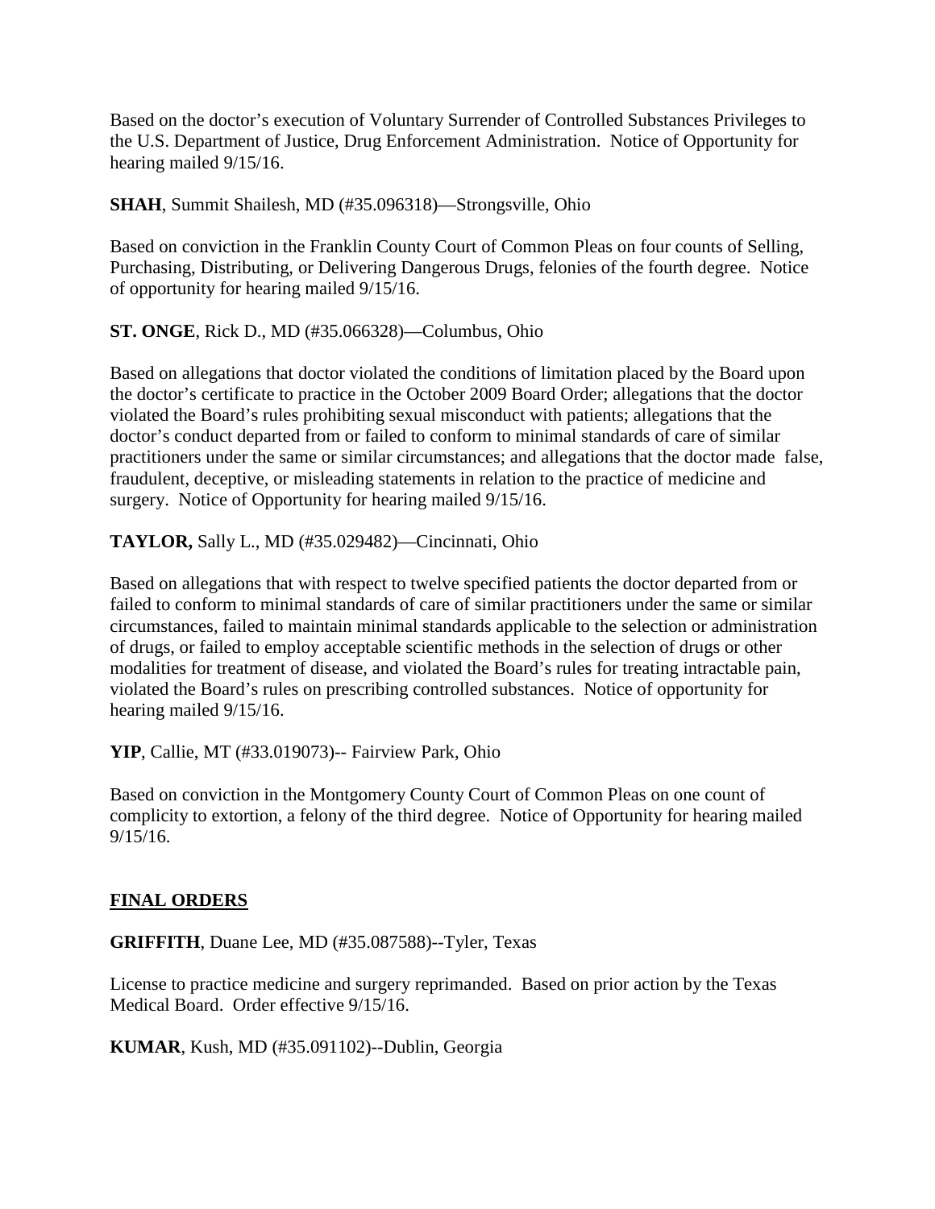Based on the doctor's execution of Voluntary Surrender of Controlled Substances Privileges to the U.S. Department of Justice, Drug Enforcement Administration. Notice of Opportunity for hearing mailed 9/15/16.

**SHAH**, Summit Shailesh, MD (#35.096318)—Strongsville, Ohio

Based on conviction in the Franklin County Court of Common Pleas on four counts of Selling, Purchasing, Distributing, or Delivering Dangerous Drugs, felonies of the fourth degree. Notice of opportunity for hearing mailed 9/15/16.

**ST. ONGE**, Rick D., MD (#35.066328)—Columbus, Ohio

Based on allegations that doctor violated the conditions of limitation placed by the Board upon the doctor's certificate to practice in the October 2009 Board Order; allegations that the doctor violated the Board's rules prohibiting sexual misconduct with patients; allegations that the doctor's conduct departed from or failed to conform to minimal standards of care of similar practitioners under the same or similar circumstances; and allegations that the doctor made false, fraudulent, deceptive, or misleading statements in relation to the practice of medicine and surgery. Notice of Opportunity for hearing mailed 9/15/16.

**TAYLOR,** Sally L., MD (#35.029482)—Cincinnati, Ohio

Based on allegations that with respect to twelve specified patients the doctor departed from or failed to conform to minimal standards of care of similar practitioners under the same or similar circumstances, failed to maintain minimal standards applicable to the selection or administration of drugs, or failed to employ acceptable scientific methods in the selection of drugs or other modalities for treatment of disease, and violated the Board's rules for treating intractable pain, violated the Board's rules on prescribing controlled substances. Notice of opportunity for hearing mailed 9/15/16.

**YIP**, Callie, MT (#33.019073)-- Fairview Park, Ohio

Based on conviction in the Montgomery County Court of Common Pleas on one count of complicity to extortion, a felony of the third degree. Notice of Opportunity for hearing mailed 9/15/16.

## FINAL ORDERS

**GRIFFITH**, Duane Lee, MD (#35.087588)--Tyler, Texas

License to practice medicine and surgery reprimanded. Based on prior action by the Texas Medical Board. Order effective 9/15/16.

**KUMAR**, Kush, MD (#35.091102)--Dublin, Georgia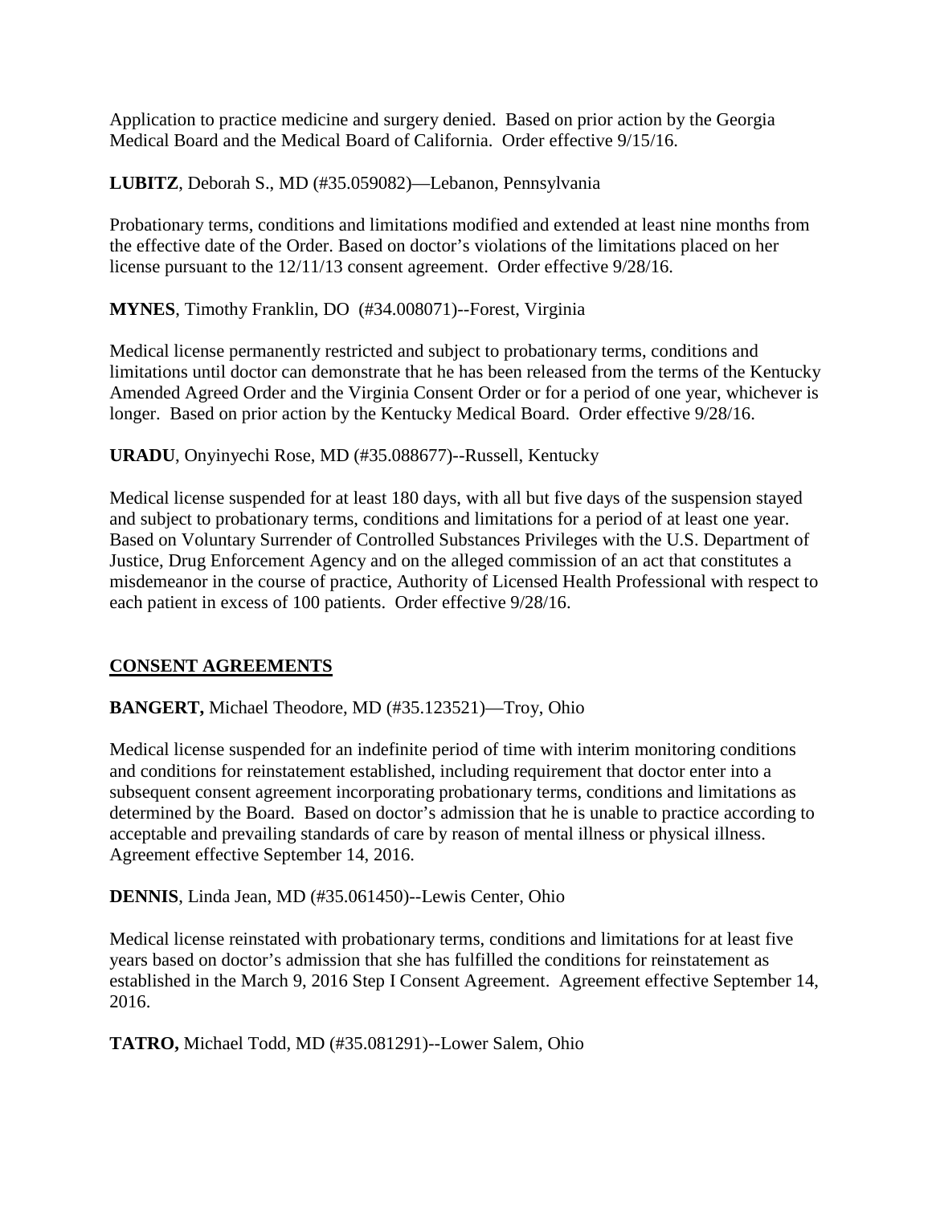Application to practice medicine and surgery denied. Based on prior action by the Georgia Medical Board and the Medical Board of California. Order effective 9/15/16.

**LUBITZ**, Deborah S., MD (#35.059082)—Lebanon, Pennsylvania

Probationary terms, conditions and limitations modified and extended at least nine months from the effective date of the Order. Based on doctor's violations of the limitations placed on her license pursuant to the 12/11/13 consent agreement. Order effective 9/28/16.

**MYNES**, Timothy Franklin, DO (#34.008071)--Forest, Virginia

Medical license permanently restricted and subject to probationary terms, conditions and limitations until doctor can demonstrate that he has been released from the terms of the Kentucky Amended Agreed Order and the Virginia Consent Order or for a period of one year, whichever is longer. Based on prior action by the Kentucky Medical Board. Order effective 9/28/16.

**URADU**, Onyinyechi Rose, MD (#35.088677)--Russell, Kentucky

Medical license suspended for at least 180 days, with all but five days of the suspension stayed and subject to probationary terms, conditions and limitations for a period of at least one year. Based on Voluntary Surrender of Controlled Substances Privileges with the U.S. Department of Justice, Drug Enforcement Agency and on the alleged commission of an act that constitutes a misdemeanor in the course of practice, Authority of Licensed Health Professional with respect to each patient in excess of 100 patients. Order effective 9/28/16.

## CONSENT AGREEMENTS

**BANGERT,** Michael Theodore, MD (#35.123521)—Troy, Ohio

Medical license suspended for an indefinite period of time with interim monitoring conditions and conditions for reinstatement established, including requirement that doctor enter into a subsequent consent agreement incorporating probationary terms, conditions and limitations as determined by the Board. Based on doctor's admission that he is unable to practice according to acceptable and prevailing standards of care by reason of mental illness or physical illness. Agreement effective September 14, 2016.

**DENNIS**, Linda Jean, MD (#35.061450)--Lewis Center, Ohio

Medical license reinstated with probationary terms, conditions and limitations for at least five years based on doctor's admission that she has fulfilled the conditions for reinstatement as established in the March 9, 2016 Step I Consent Agreement. Agreement effective September 14, 2016.

**TATRO,** Michael Todd, MD (#35.081291)--Lower Salem, Ohio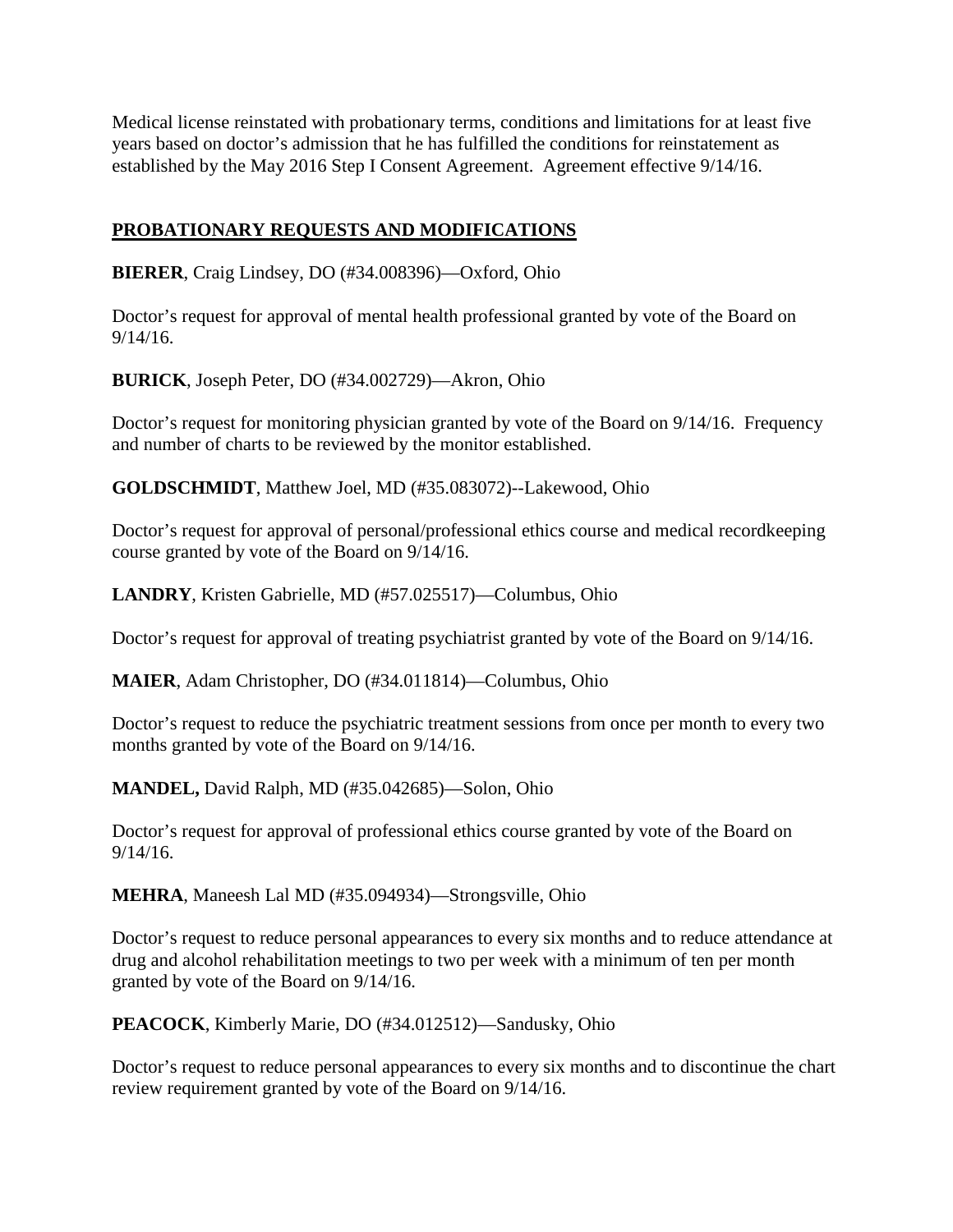Medical license reinstated with probationary terms, conditions and limitations for at least five years based on doctor's admission that he has fulfilled the conditions for reinstatement as established by the May 2016 Step I Consent Agreement. Agreement effective 9/14/16.

## PROBATIONARY REQUESTS AND MODIFICATIONS

**BIERER**, Craig Lindsey, DO (#34.008396)—Oxford, Ohio

Doctor's request for approval of mental health professional granted by vote of the Board on 9/14/16.

**BURICK**, Joseph Peter, DO (#34.002729)—Akron, Ohio

Doctor's request for monitoring physician granted by vote of the Board on 9/14/16. Frequency and number of charts to be reviewed by the monitor established.

**GOLDSCHMIDT**, Matthew Joel, MD (#35.083072)--Lakewood, Ohio

Doctor's request for approval of personal/professional ethics course and medical recordkeeping course granted by vote of the Board on 9/14/16.

**LANDRY**, Kristen Gabrielle, MD (#57.025517)—Columbus, Ohio

Doctor's request for approval of treating psychiatrist granted by vote of the Board on 9/14/16.

**MAIER**, Adam Christopher, DO (#34.011814)—Columbus, Ohio

Doctor's request to reduce the psychiatric treatment sessions from once per month to every two months granted by vote of the Board on 9/14/16.

**MANDEL,** David Ralph, MD (#35.042685)—Solon, Ohio

Doctor's request for approval of professional ethics course granted by vote of the Board on 9/14/16.

**MEHRA**, Maneesh Lal MD (#35.094934)—Strongsville, Ohio

Doctor's request to reduce personal appearances to every six months and to reduce attendance at drug and alcohol rehabilitation meetings to two per week with a minimum of ten per month granted by vote of the Board on 9/14/16.

**PEACOCK**, Kimberly Marie, DO (#34.012512)—Sandusky, Ohio

Doctor's request to reduce personal appearances to every six months and to discontinue the chart review requirement granted by vote of the Board on 9/14/16.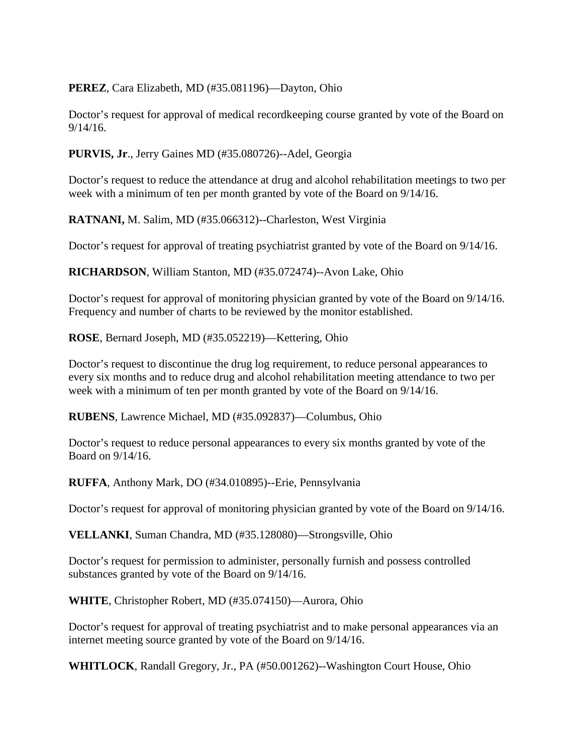**PEREZ**, Cara Elizabeth, MD (#35.081196)—Dayton, Ohio

Doctor's request for approval of medical recordkeeping course granted by vote of the Board on 9/14/16.

**PURVIS, Jr**., Jerry Gaines MD (#35.080726)--Adel, Georgia

Doctor's request to reduce the attendance at drug and alcohol rehabilitation meetings to two per week with a minimum of ten per month granted by vote of the Board on 9/14/16.

**RATNANI,** M. Salim, MD (#35.066312)--Charleston, West Virginia

Doctor's request for approval of treating psychiatrist granted by vote of the Board on 9/14/16.

**RICHARDSON**, William Stanton, MD (#35.072474)--Avon Lake, Ohio

Doctor's request for approval of monitoring physician granted by vote of the Board on 9/14/16. Frequency and number of charts to be reviewed by the monitor established.

**ROSE**, Bernard Joseph, MD (#35.052219)—Kettering, Ohio

Doctor's request to discontinue the drug log requirement, to reduce personal appearances to every six months and to reduce drug and alcohol rehabilitation meeting attendance to two per week with a minimum of ten per month granted by vote of the Board on 9/14/16.

**RUBENS**, Lawrence Michael, MD (#35.092837)—Columbus, Ohio

Doctor's request to reduce personal appearances to every six months granted by vote of the Board on 9/14/16.

**RUFFA**, Anthony Mark, DO (#34.010895)--Erie, Pennsylvania

Doctor's request for approval of monitoring physician granted by vote of the Board on 9/14/16.

**VELLANKI**, Suman Chandra, MD (#35.128080)—Strongsville, Ohio

Doctor's request for permission to administer, personally furnish and possess controlled substances granted by vote of the Board on 9/14/16.

**WHITE**, Christopher Robert, MD (#35.074150)—Aurora, Ohio

Doctor's request for approval of treating psychiatrist and to make personal appearances via an internet meeting source granted by vote of the Board on 9/14/16.

**WHITLOCK**, Randall Gregory, Jr., PA (#50.001262)--Washington Court House, Ohio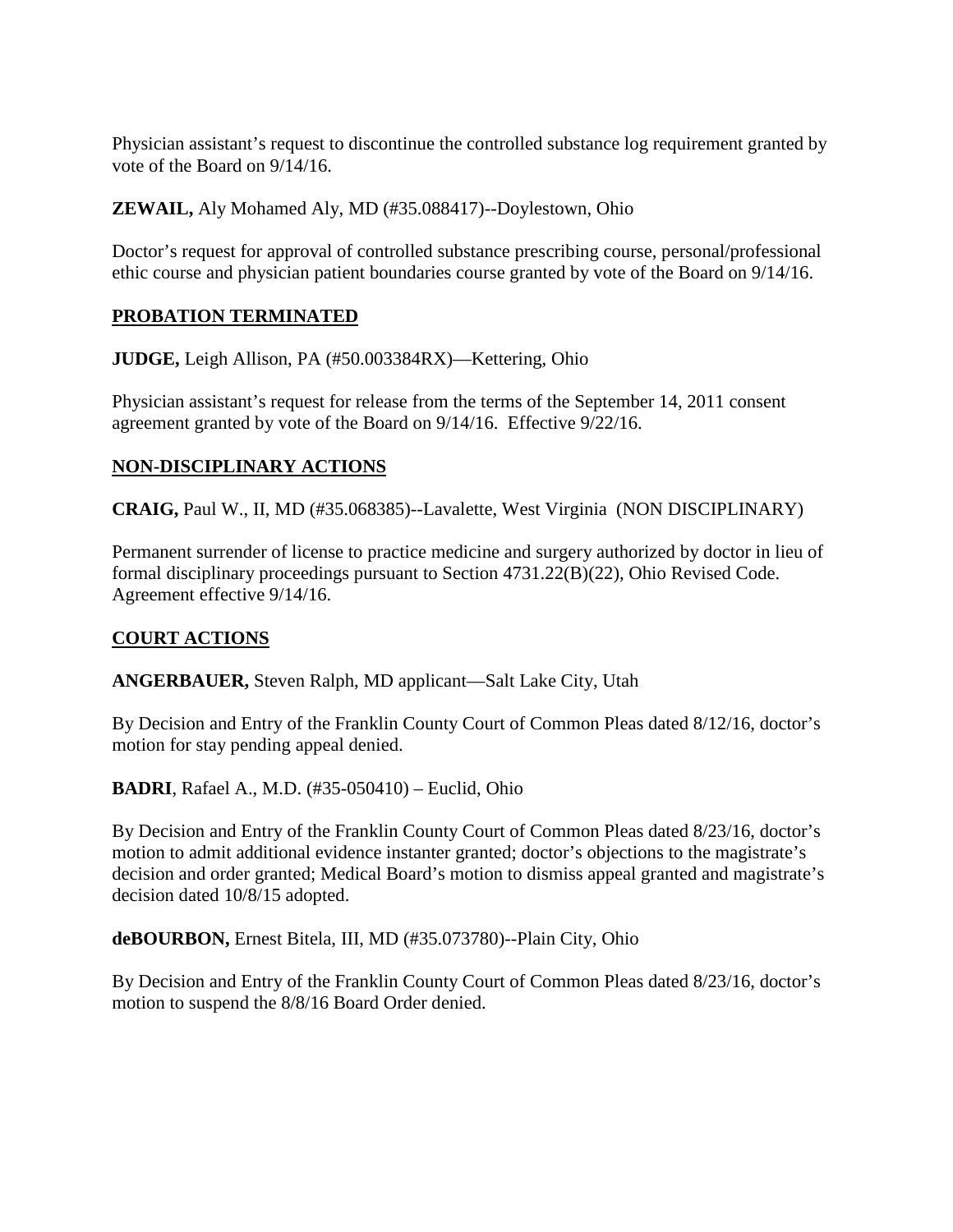Physician assistant's request to discontinue the controlled substance log requirement granted by vote of the Board on 9/14/16.

**ZEWAIL,** Aly Mohamed Aly, MD (#35.088417)--Doylestown, Ohio

Doctor's request for approval of controlled substance prescribing course, personal/professional ethic course and physician patient boundaries course granted by vote of the Board on 9/14/16.

## PROBATION TERMINATED

**JUDGE,** Leigh Allison, PA (#50.003384RX)—Kettering, Ohio

Physician assistant's request for release from the terms of the September 14, 2011 consent agreement granted by vote of the Board on 9/14/16. Effective 9/22/16.

## NON-DISCIPLINARY ACTIONS

**CRAIG,** Paul W., II, MD (#35.068385)--Lavalette, West Virginia (NON DISCIPLINARY)

Permanent surrender of license to practice medicine and surgery authorized by doctor in lieu of formal disciplinary proceedings pursuant to Section 4731.22(B)(22), Ohio Revised Code. Agreement effective 9/14/16.

## COURT ACTIONS

**ANGERBAUER,** Steven Ralph, MD applicant—Salt Lake City, Utah

By Decision and Entry of the Franklin County Court of Common Pleas dated 8/12/16, doctor's motion for stay pending appeal denied.

**BADRI**, Rafael A., M.D. (#35-050410) – Euclid, Ohio

By Decision and Entry of the Franklin County Court of Common Pleas dated 8/23/16, doctor's motion to admit additional evidence instanter granted; doctor's objections to the magistrate's decision and order granted; Medical Board's motion to dismiss appeal granted and magistrate's decision dated 10/8/15 adopted.

**deBOURBON,** Ernest Bitela, III, MD (#35.073780)--Plain City, Ohio

By Decision and Entry of the Franklin County Court of Common Pleas dated 8/23/16, doctor's motion to suspend the 8/8/16 Board Order denied.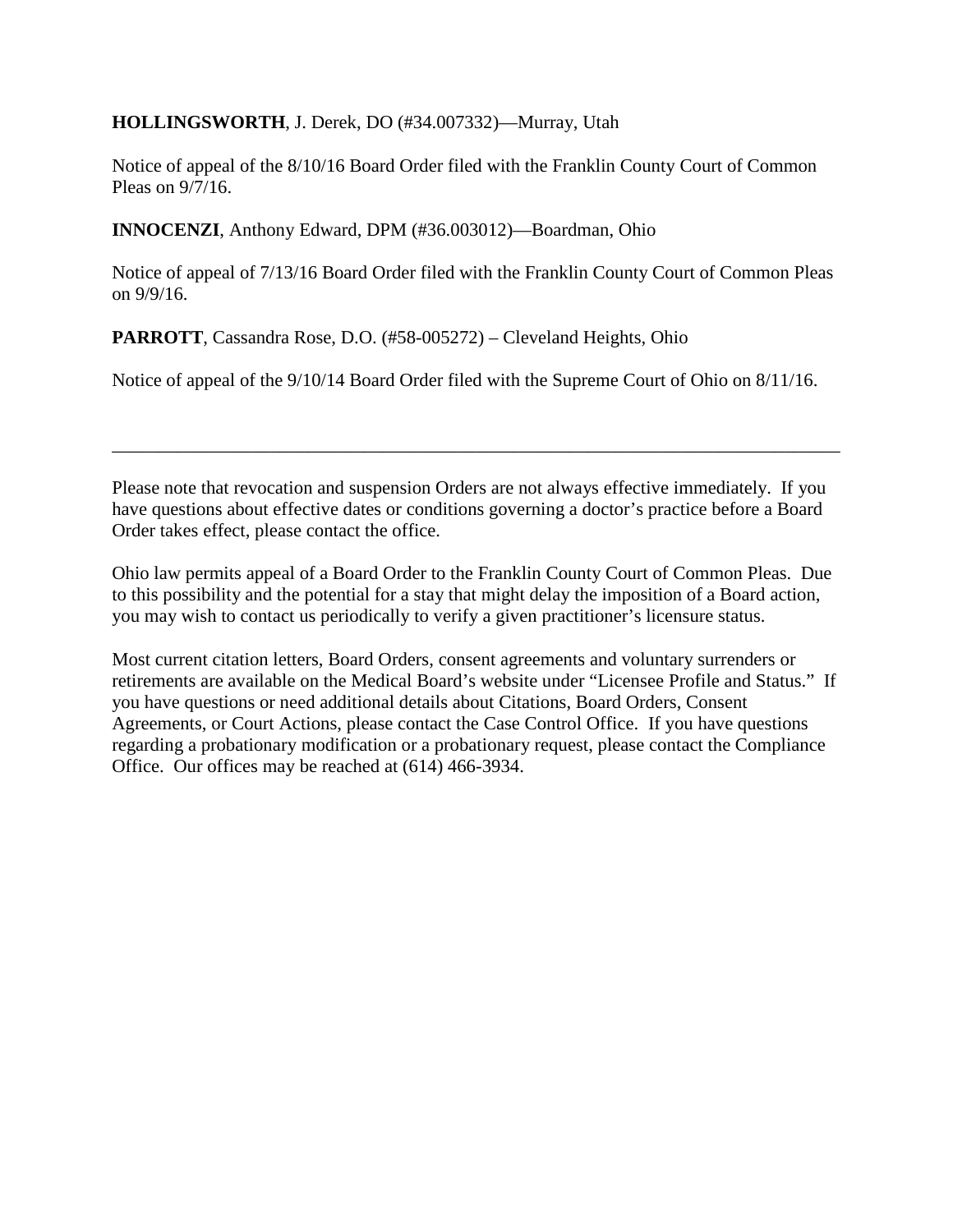**HOLLINGSWORTH**, J. Derek, DO (#34.007332)—Murray, Utah

Notice of appeal of the 8/10/16 Board Order filed with the Franklin County Court of Common Pleas on 9/7/16.

**INNOCENZI**, Anthony Edward, DPM (#36.003012)—Boardman, Ohio

Notice of appeal of 7/13/16 Board Order filed with the Franklin County Court of Common Pleas on 9/9/16.

**PARROTT**, Cassandra Rose, D.O. (#58-005272) – Cleveland Heights, Ohio

Notice of appeal of the 9/10/14 Board Order filed with the Supreme Court of Ohio on 8/11/16.

---

Please note that revocation and suspension Orders are not always effective immediately. If you have questions about effective dates or conditions governing a doctor's practice before a Board Order takes effect, please contact the office.

Ohio law permits appeal of a Board Order to the Franklin County Court of Common Pleas. Due to this possibility and the potential for a stay that might delay the imposition of a Board action, you may wish to contact us periodically to verify a given practitioner's licensure status.

Most current citation letters, Board Orders, consent agreements and voluntary surrenders or retirements are available on the Medical Board's website under "Licensee Profile and Status." If you have questions or need additional details about Citations, Board Orders, Consent Agreements, or Court Actions, please contact the Case Control Office. If you have questions regarding a probationary modification or a probationary request, please contact the Compliance Office. Our offices may be reached at (614) 466-3934.